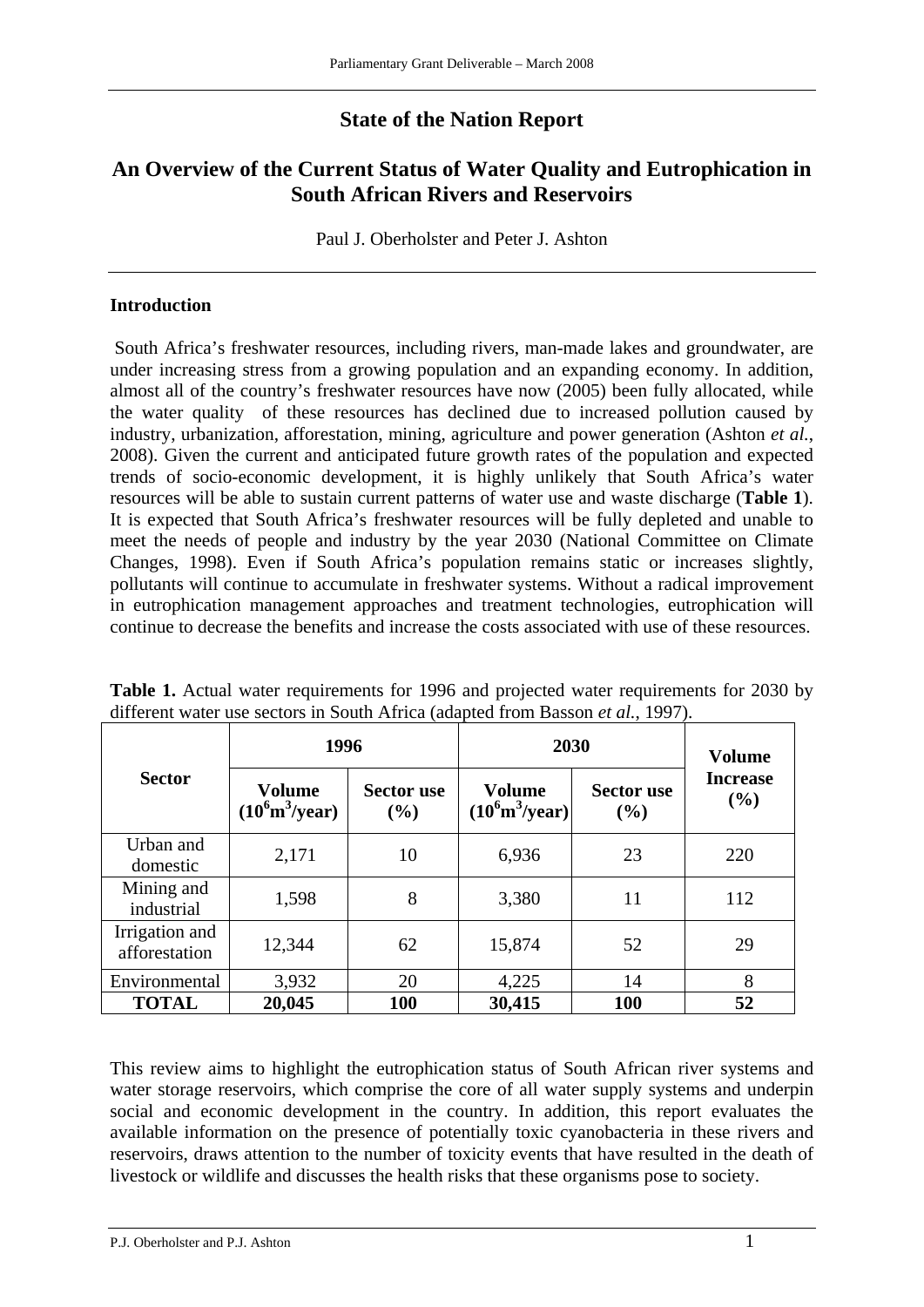# State of the Nation Report

## An Overview of the Current Status of Water Quality and Eutrophication in South African Rivers and Reservoirs

Paul J. Oberholster and Peter J. Ashton

### Introduction

South Africa's freshwater resources, including rivers, man-made lakes and groundwater, are under increasing stress from a growing population and an expanding economy. In addition, almost all of the country's freshwater resources have now (2005) been fully allocated, while the water quality of these resources has declined due to increased pollution caused by industry, urbanization, afforestation, mining, agriculture and power generation (Ashton *et al.*, 2008). Given the current and anticipated future growth rates of the population and expected trends of socio-economic development, it is highly unlikely that South Africa's water resources will be able to sustain current patterns of water use and waste discharge (**Table 1**). It is expected that South Africa's freshwater resources will be fully depleted and unable to meet the needs of people and industry by the year 2030 (National Committee on Climate Changes, 1998). Even if South Africa's population remains static or increases slightly, pollutants will continue to accumulate in freshwater systems. Without a radical improvement in eutrophication management approaches and treatment technologies, eutrophication will continue to decrease the benefits and increase the costs associated with use of these resources.

**Table 1.** Actual water requirements for 1996 and projected water requirements for 2030 by different water use sectors in South Africa (adapted from Basson *et al.*, 1997).

| Sector | 1996 | | 2030 | | Volume Increase (%) |
|---|---|---|---|---|---|
| | Volume ($10^6 m^3$/year) | Sector use (%) | Volume ($10^6 m^3$/year) | Sector use (%) | |
| Urban and domestic | 2,171 | 10 | 6,936 | 23 | 220 |
| Mining and industrial | 1,598 | 8 | 3,380 | 11 | 112 |
| Irrigation and afforestation | 12,344 | 62 | 15,874 | 52 | 29 |
| Environmental | 3,932 | 20 | 4,225 | 14 | 8 |
| **TOTAL** | **20,045** | **100** | **30,415** | **100** | **52** |

This review aims to highlight the eutrophication status of South African river systems and water storage reservoirs, which comprise the core of all water supply systems and underpin social and economic development in the country. In addition, this report evaluates the available information on the presence of potentially toxic cyanobacteria in these rivers and reservoirs, draws attention to the number of toxicity events that have resulted in the death of livestock or wildlife and discusses the health risks that these organisms pose to society.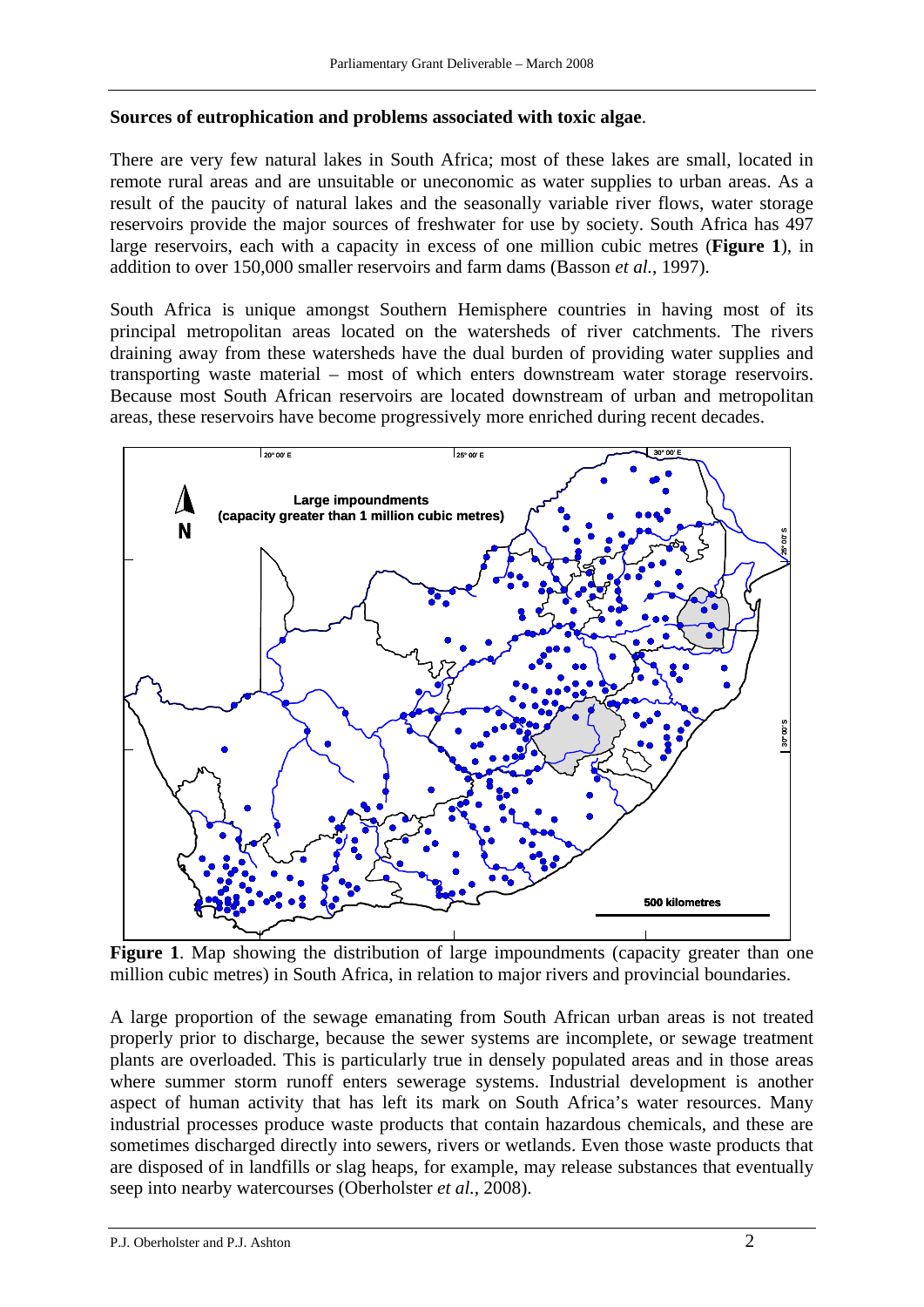**Sources of eutrophication and problems associated with toxic algae**.

There are very few natural lakes in South Africa; most of these lakes are small, located in remote rural areas and are unsuitable or uneconomic as water supplies to urban areas. As a result of the paucity of natural lakes and the seasonally variable river flows, water storage reservoirs provide the major sources of freshwater for use by society. South Africa has 497 large reservoirs, each with a capacity in excess of one million cubic metres (**Figure 1**), in addition to over 150,000 smaller reservoirs and farm dams (Basson *et al.*, 1997).

South Africa is unique amongst Southern Hemisphere countries in having most of its principal metropolitan areas located on the watersheds of river catchments. The rivers draining away from these watersheds have the dual burden of providing water supplies and transporting waste material – most of which enters downstream water storage reservoirs. Because most South African reservoirs are located downstream of urban and metropolitan areas, these reservoirs have become progressively more enriched during recent decades.

**Figure 1**. Map showing the distribution of large impoundments (capacity greater than one million cubic metres) in South Africa, in relation to major rivers and provincial boundaries.

A large proportion of the sewage emanating from South African urban areas is not treated properly prior to discharge, because the sewer systems are incomplete, or sewage treatment plants are overloaded. This is particularly true in densely populated areas and in those areas where summer storm runoff enters sewerage systems. Industrial development is another aspect of human activity that has left its mark on South Africa's water resources. Many industrial processes produce waste products that contain hazardous chemicals, and these are sometimes discharged directly into sewers, rivers or wetlands. Even those waste products that are disposed of in landfills or slag heaps, for example, may release substances that eventually seep into nearby watercourses (Oberholster *et al.*, 2008).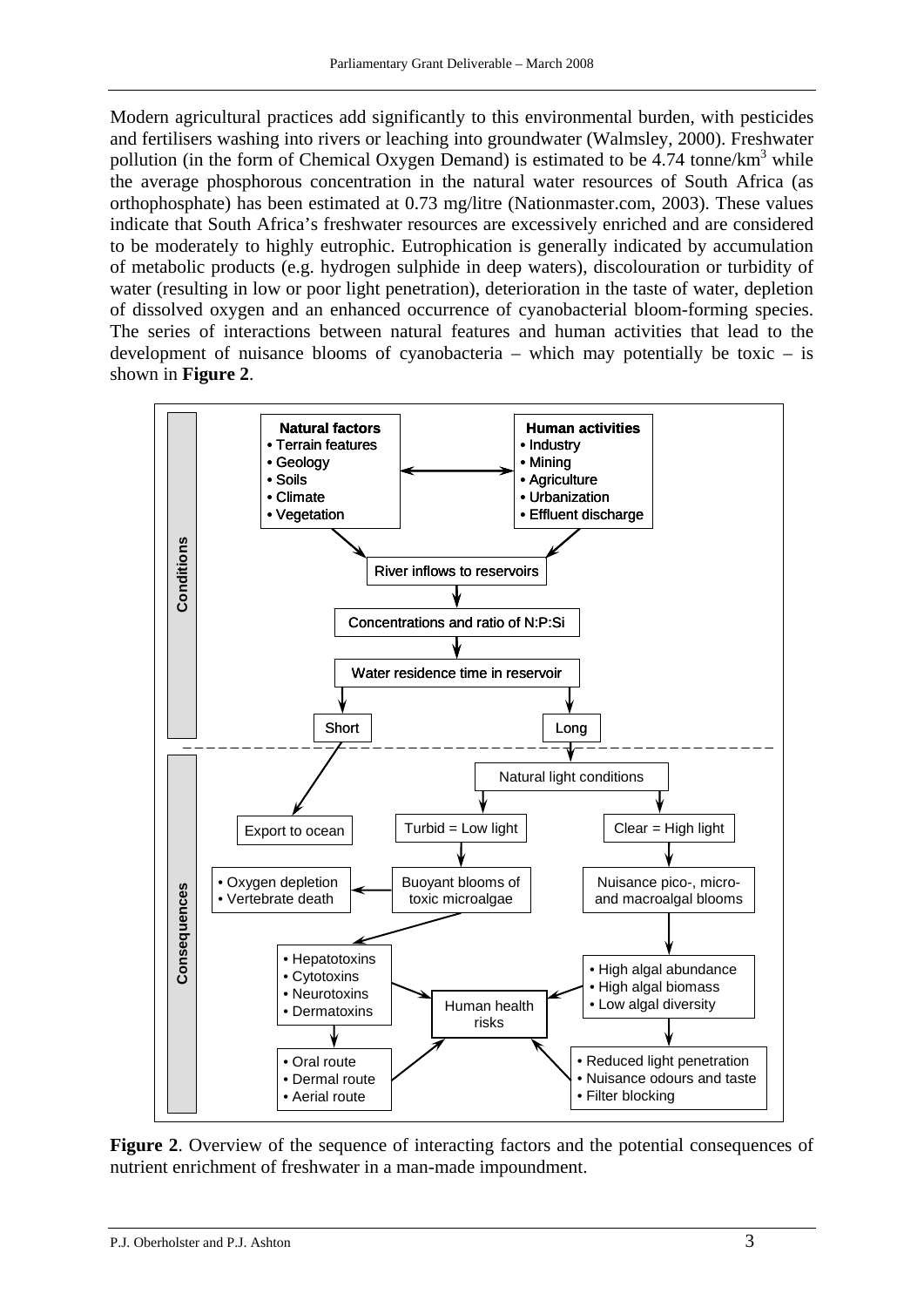Modern agricultural practices add significantly to this environmental burden, with pesticides and fertilisers washing into rivers or leaching into groundwater (Walmsley, 2000). Freshwater pollution (in the form of Chemical Oxygen Demand) is estimated to be 4.74 tonne/km$^3$ while the average phosphorous concentration in the natural water resources of South Africa (as orthophosphate) has been estimated at 0.73 mg/litre (Nationmaster.com, 2003). These values indicate that South Africa's freshwater resources are excessively enriched and are considered to be moderately to highly eutrophic. Eutrophication is generally indicated by accumulation of metabolic products (e.g. hydrogen sulphide in deep waters), discolouration or turbidity of water (resulting in low or poor light penetration), deterioration in the taste of water, depletion of dissolved oxygen and an enhanced occurrence of cyanobacterial bloom-forming species. The series of interactions between natural features and human activities that lead to the development of nuisance blooms of cyanobacteria – which may potentially be toxic – is shown in **Figure 2**.

**Conditions**

**Natural factors**
- Terrain features
- Geology
- Soils
- Climate
- Vegetation

**Human activities**
- Industry
- Mining
- Agriculture
- Urbanization
- Effluent discharge

River inflows to reservoirs

Concentrations and ratio of N:P:Si

Water residence time in reservoir

Short

Long

**Consequences**

Export to ocean

Natural light conditions

Turbid = Low light

Clear = High light

- Oxygen depletion
- Vertebrate death

Buoyant blooms of toxic microalgae

Nuisance pico-, micro- and macroalgal blooms

- Hepatotoxins
- Cytotoxins
- Neurotoxins
- Dermatoxins

Human health risks

- High algal abundance
- High algal biomass
- Low algal diversity

- Oral route
- Dermal route
- Aerial route

- Reduced light penetration
- Nuisance odours and taste
- Filter blocking

**Figure 2**. Overview of the sequence of interacting factors and the potential consequences of nutrient enrichment of freshwater in a man-made impoundment.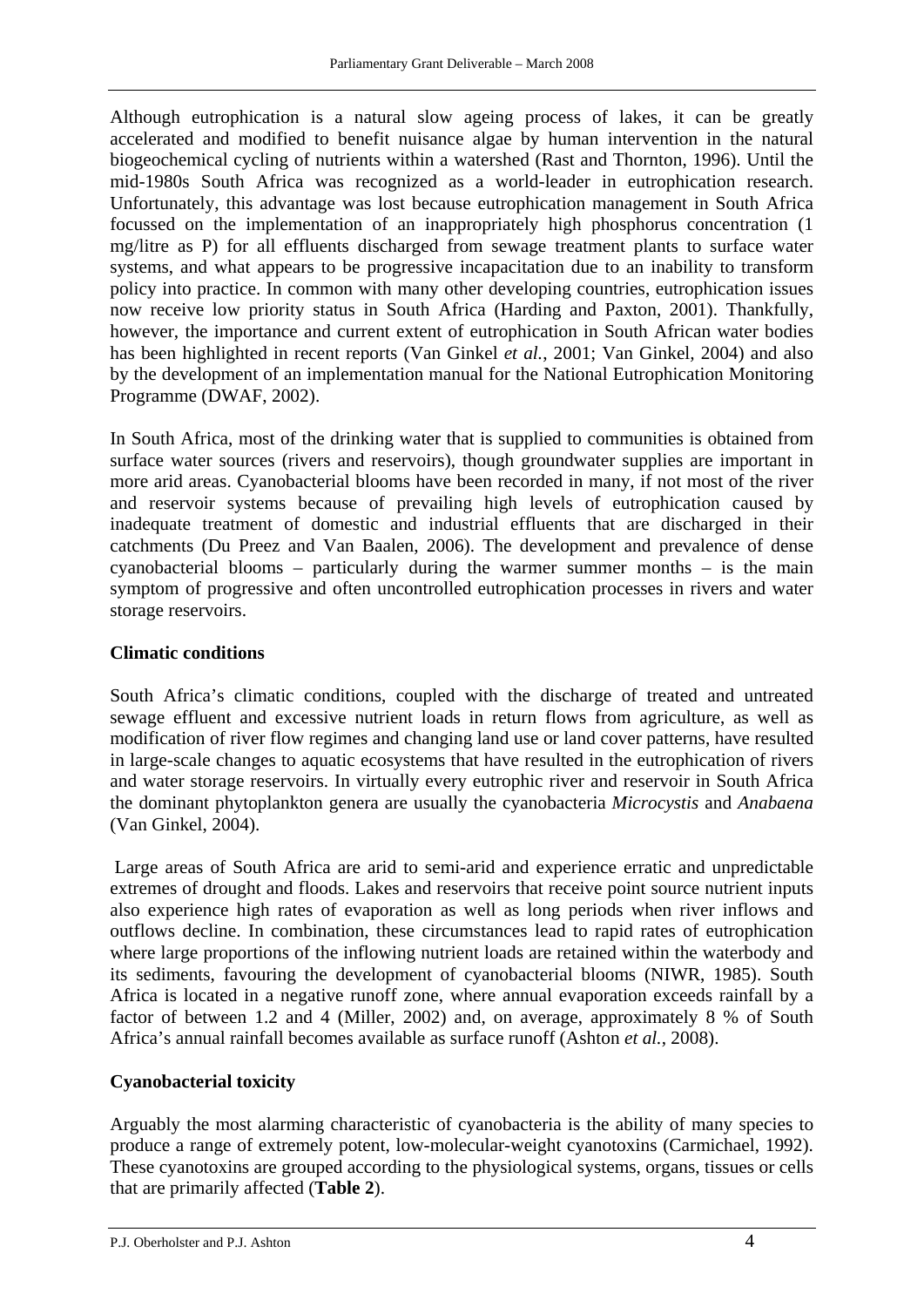Although eutrophication is a natural slow ageing process of lakes, it can be greatly accelerated and modified to benefit nuisance algae by human intervention in the natural biogeochemical cycling of nutrients within a watershed (Rast and Thornton, 1996). Until the mid-1980s South Africa was recognized as a world-leader in eutrophication research. Unfortunately, this advantage was lost because eutrophication management in South Africa focussed on the implementation of an inappropriately high phosphorus concentration (1 mg/litre as P) for all effluents discharged from sewage treatment plants to surface water systems, and what appears to be progressive incapacitation due to an inability to transform policy into practice. In common with many other developing countries, eutrophication issues now receive low priority status in South Africa (Harding and Paxton, 2001). Thankfully, however, the importance and current extent of eutrophication in South African water bodies has been highlighted in recent reports (Van Ginkel *et al.*, 2001; Van Ginkel, 2004) and also by the development of an implementation manual for the National Eutrophication Monitoring Programme (DWAF, 2002).

In South Africa, most of the drinking water that is supplied to communities is obtained from surface water sources (rivers and reservoirs), though groundwater supplies are important in more arid areas. Cyanobacterial blooms have been recorded in many, if not most of the river and reservoir systems because of prevailing high levels of eutrophication caused by inadequate treatment of domestic and industrial effluents that are discharged in their catchments (Du Preez and Van Baalen, 2006). The development and prevalence of dense cyanobacterial blooms – particularly during the warmer summer months – is the main symptom of progressive and often uncontrolled eutrophication processes in rivers and water storage reservoirs.

**Climatic conditions**

South Africa's climatic conditions, coupled with the discharge of treated and untreated sewage effluent and excessive nutrient loads in return flows from agriculture, as well as modification of river flow regimes and changing land use or land cover patterns, have resulted in large-scale changes to aquatic ecosystems that have resulted in the eutrophication of rivers and water storage reservoirs. In virtually every eutrophic river and reservoir in South Africa the dominant phytoplankton genera are usually the cyanobacteria *Microcystis* and *Anabaena* (Van Ginkel, 2004).

Large areas of South Africa are arid to semi-arid and experience erratic and unpredictable extremes of drought and floods. Lakes and reservoirs that receive point source nutrient inputs also experience high rates of evaporation as well as long periods when river inflows and outflows decline. In combination, these circumstances lead to rapid rates of eutrophication where large proportions of the inflowing nutrient loads are retained within the waterbody and its sediments, favouring the development of cyanobacterial blooms (NIWR, 1985). South Africa is located in a negative runoff zone, where annual evaporation exceeds rainfall by a factor of between 1.2 and 4 (Miller, 2002) and, on average, approximately 8 % of South Africa's annual rainfall becomes available as surface runoff (Ashton *et al.*, 2008).

**Cyanobacterial toxicity**

Arguably the most alarming characteristic of cyanobacteria is the ability of many species to produce a range of extremely potent, low-molecular-weight cyanotoxins (Carmichael, 1992). These cyanotoxins are grouped according to the physiological systems, organs, tissues or cells that are primarily affected (**Table 2**).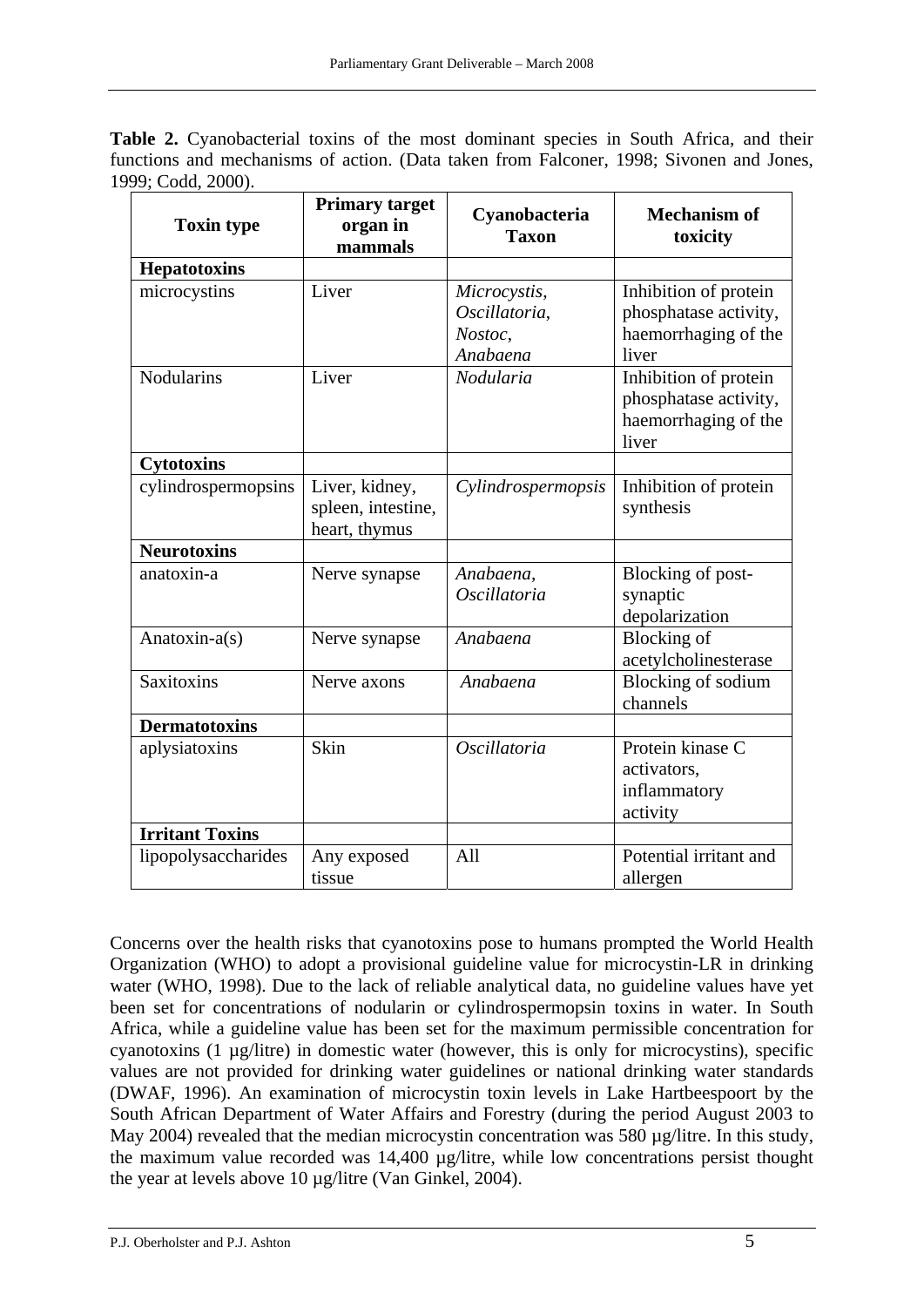**Table 2.** Cyanobacterial toxins of the most dominant species in South Africa, and their functions and mechanisms of action. (Data taken from Falconer, 1998; Sivonen and Jones, 1999; Codd, 2000).

| Toxin type | Primary target organ in mammals | Cyanobacteria Taxon | Mechanism of toxicity |
|---|---|---|---|
| **Hepatotoxins** | | | |
| microcystins | Liver | *Microcystis*, *Oscillatoria*, *Nostoc*, *Anabaena* | Inhibition of protein phosphatase activity, haemorrhaging of the liver |
| Nodularins | Liver | *Nodularia* | Inhibition of protein phosphatase activity, haemorrhaging of the liver |
| **Cytotoxins** | | | |
| cylindrospermopsins | Liver, kidney, spleen, intestine, heart, thymus | *Cylindrospermopsis* | Inhibition of protein synthesis |
| **Neurotoxins** | | | |
| anatoxin-a | Nerve synapse | *Anabaena*, *Oscillatoria* | Blocking of post-synaptic depolarization |
| Anatoxin-a(s) | Nerve synapse | *Anabaena* | Blocking of acetylcholinesterase |
| Saxitoxins | Nerve axons | *Anabaena* | Blocking of sodium channels |
| **Dermatotoxins** | | | |
| aplysiatoxins | Skin | *Oscillatoria* | Protein kinase C activators, inflammatory activity |
| **Irritant Toxins** | | | |
| lipopolysaccharides | Any exposed tissue | All | Potential irritant and allergen |

Concerns over the health risks that cyanotoxins pose to humans prompted the World Health Organization (WHO) to adopt a provisional guideline value for microcystin-LR in drinking water (WHO, 1998). Due to the lack of reliable analytical data, no guideline values have yet been set for concentrations of nodularin or cylindrospermopsin toxins in water. In South Africa, while a guideline value has been set for the maximum permissible concentration for cyanotoxins (1 µg/litre) in domestic water (however, this is only for microcystins), specific values are not provided for drinking water guidelines or national drinking water standards (DWAF, 1996). An examination of microcystin toxin levels in Lake Hartbeespoort by the South African Department of Water Affairs and Forestry (during the period August 2003 to May 2004) revealed that the median microcystin concentration was 580 µg/litre. In this study, the maximum value recorded was 14,400 µg/litre, while low concentrations persist thought the year at levels above 10 µg/litre (Van Ginkel, 2004).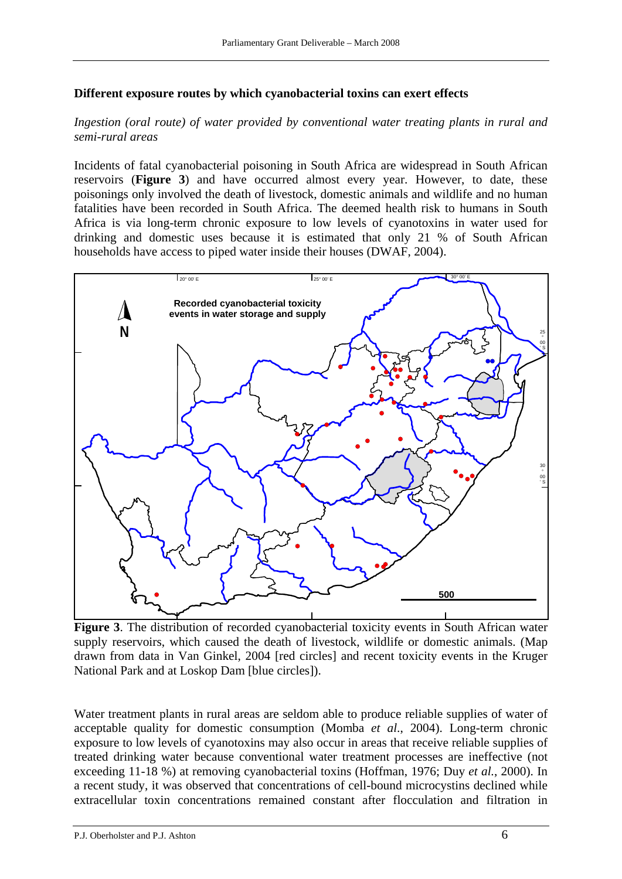**Different exposure routes by which cyanobacterial toxins can exert effects**

*Ingestion (oral route) of water provided by conventional water treating plants in rural and semi-rural areas*

Incidents of fatal cyanobacterial poisoning in South Africa are widespread in South African reservoirs (**Figure 3**) and have occurred almost every year. However, to date, these poisonings only involved the death of livestock, domestic animals and wildlife and no human fatalities have been recorded in South Africa. The deemed health risk to humans in South Africa is via long-term chronic exposure to low levels of cyanotoxins in water used for drinking and domestic uses because it is estimated that only 21 % of South African households have access to piped water inside their houses (DWAF, 2004).

**Figure 3**. The distribution of recorded cyanobacterial toxicity events in South African water supply reservoirs, which caused the death of livestock, wildlife or domestic animals. (Map drawn from data in Van Ginkel, 2004 [red circles] and recent toxicity events in the Kruger National Park and at Loskop Dam [blue circles]).

Water treatment plants in rural areas are seldom able to produce reliable supplies of water of acceptable quality for domestic consumption (Momba *et al*., 2004). Long-term chronic exposure to low levels of cyanotoxins may also occur in areas that receive reliable supplies of treated drinking water because conventional water treatment processes are ineffective (not exceeding 11-18 %) at removing cyanobacterial toxins (Hoffman, 1976; Duy *et al.*, 2000). In a recent study, it was observed that concentrations of cell-bound microcystins declined while extracellular toxin concentrations remained constant after flocculation and filtration in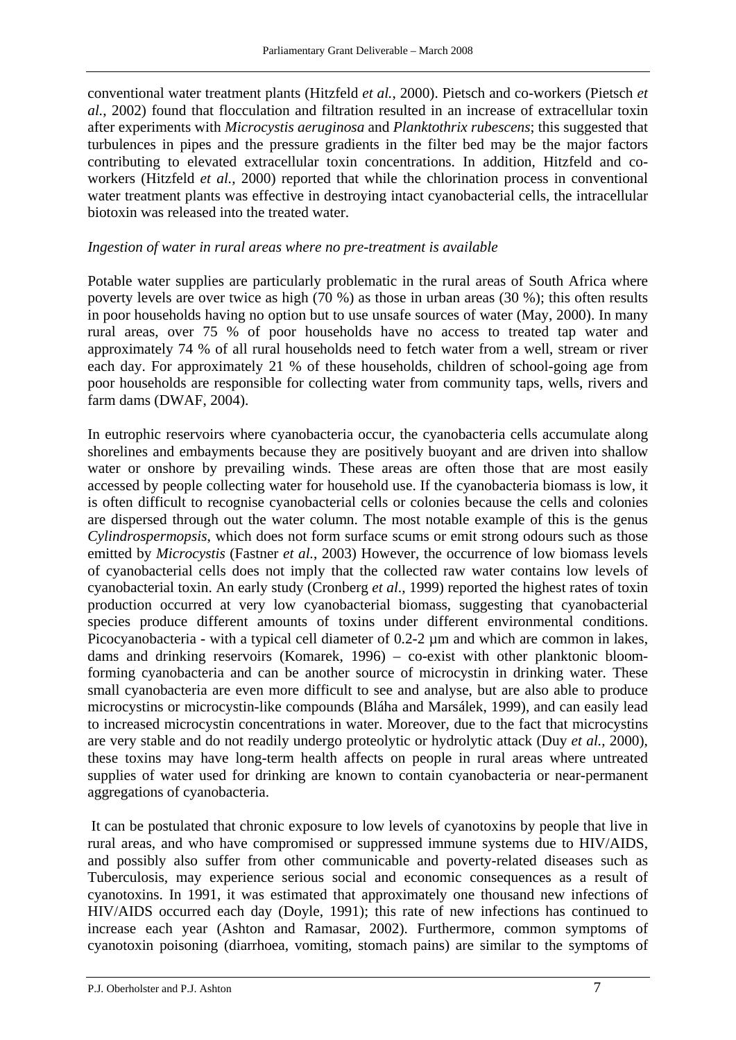conventional water treatment plants (Hitzfeld *et al.*, 2000). Pietsch and co-workers (Pietsch *et al.*, 2002) found that flocculation and filtration resulted in an increase of extracellular toxin after experiments with *Microcystis aeruginosa* and *Planktothrix rubescens*; this suggested that turbulences in pipes and the pressure gradients in the filter bed may be the major factors contributing to elevated extracellular toxin concentrations. In addition, Hitzfeld and co-workers (Hitzfeld *et al.*, 2000) reported that while the chlorination process in conventional water treatment plants was effective in destroying intact cyanobacterial cells, the intracellular biotoxin was released into the treated water.

*Ingestion of water in rural areas where no pre-treatment is available*

Potable water supplies are particularly problematic in the rural areas of South Africa where poverty levels are over twice as high (70 %) as those in urban areas (30 %); this often results in poor households having no option but to use unsafe sources of water (May, 2000). In many rural areas, over 75 % of poor households have no access to treated tap water and approximately 74 % of all rural households need to fetch water from a well, stream or river each day. For approximately 21 % of these households, children of school-going age from poor households are responsible for collecting water from community taps, wells, rivers and farm dams (DWAF, 2004).

In eutrophic reservoirs where cyanobacteria occur, the cyanobacteria cells accumulate along shorelines and embayments because they are positively buoyant and are driven into shallow water or onshore by prevailing winds. These areas are often those that are most easily accessed by people collecting water for household use. If the cyanobacteria biomass is low, it is often difficult to recognise cyanobacterial cells or colonies because the cells and colonies are dispersed through out the water column. The most notable example of this is the genus *Cylindrospermopsis*, which does not form surface scums or emit strong odours such as those emitted by *Microcystis* (Fastner *et al.*, 2003) However, the occurrence of low biomass levels of cyanobacterial cells does not imply that the collected raw water contains low levels of cyanobacterial toxin. An early study (Cronberg *et al.*, 1999) reported the highest rates of toxin production occurred at very low cyanobacterial biomass, suggesting that cyanobacterial species produce different amounts of toxins under different environmental conditions. Picocyanobacteria - with a typical cell diameter of 0.2-2 µm and which are common in lakes, dams and drinking reservoirs (Komarek, 1996) – co-exist with other planktonic bloom-forming cyanobacteria and can be another source of microcystin in drinking water. These small cyanobacteria are even more difficult to see and analyse, but are also able to produce microcystins or microcystin-like compounds (Bláha and Marsálek, 1999), and can easily lead to increased microcystin concentrations in water. Moreover, due to the fact that microcystins are very stable and do not readily undergo proteolytic or hydrolytic attack (Duy *et al.*, 2000), these toxins may have long-term health affects on people in rural areas where untreated supplies of water used for drinking are known to contain cyanobacteria or near-permanent aggregations of cyanobacteria.

It can be postulated that chronic exposure to low levels of cyanotoxins by people that live in rural areas, and who have compromised or suppressed immune systems due to HIV/AIDS, and possibly also suffer from other communicable and poverty-related diseases such as Tuberculosis, may experience serious social and economic consequences as a result of cyanotoxins. In 1991, it was estimated that approximately one thousand new infections of HIV/AIDS occurred each day (Doyle, 1991); this rate of new infections has continued to increase each year (Ashton and Ramasar, 2002). Furthermore, common symptoms of cyanotoxin poisoning (diarrhoea, vomiting, stomach pains) are similar to the symptoms of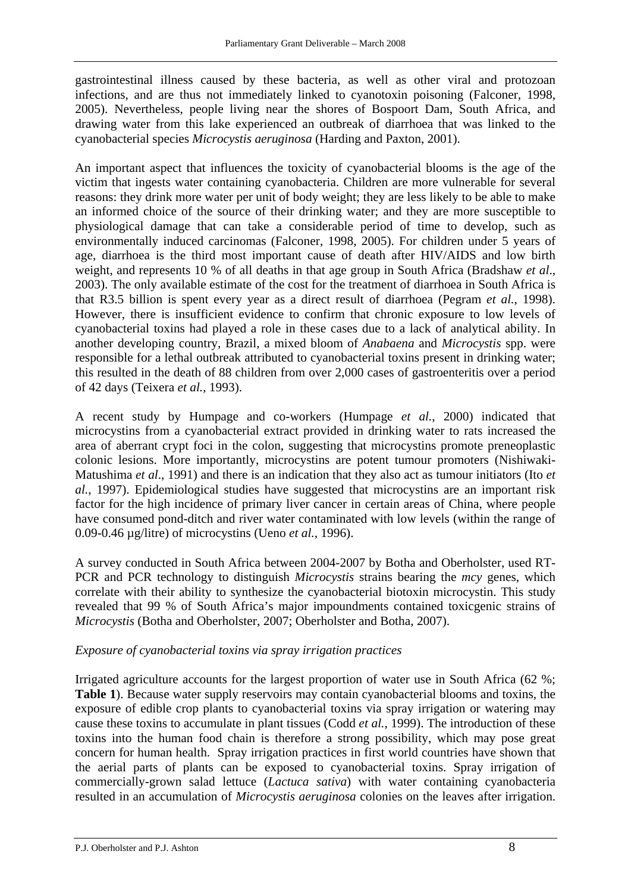gastrointestinal illness caused by these bacteria, as well as other viral and protozoan infections, and are thus not immediately linked to cyanotoxin poisoning (Falconer, 1998, 2005). Nevertheless, people living near the shores of Bospoort Dam, South Africa, and drawing water from this lake experienced an outbreak of diarrhoea that was linked to the cyanobacterial species *Microcystis aeruginosa* (Harding and Paxton, 2001).

An important aspect that influences the toxicity of cyanobacterial blooms is the age of the victim that ingests water containing cyanobacteria. Children are more vulnerable for several reasons: they drink more water per unit of body weight; they are less likely to be able to make an informed choice of the source of their drinking water; and they are more susceptible to physiological damage that can take a considerable period of time to develop, such as environmentally induced carcinomas (Falconer, 1998, 2005). For children under 5 years of age, diarrhoea is the third most important cause of death after HIV/AIDS and low birth weight, and represents 10 % of all deaths in that age group in South Africa (Bradshaw *et al*., 2003). The only available estimate of the cost for the treatment of diarrhoea in South Africa is that R3.5 billion is spent every year as a direct result of diarrhoea (Pegram *et al.*, 1998). However, there is insufficient evidence to confirm that chronic exposure to low levels of cyanobacterial toxins had played a role in these cases due to a lack of analytical ability. In another developing country, Brazil, a mixed bloom of *Anabaena* and *Microcystis* spp. were responsible for a lethal outbreak attributed to cyanobacterial toxins present in drinking water; this resulted in the death of 88 children from over 2,000 cases of gastroenteritis over a period of 42 days (Teixera *et al.*, 1993).

A recent study by Humpage and co-workers (Humpage *et al.*, 2000) indicated that microcystins from a cyanobacterial extract provided in drinking water to rats increased the area of aberrant crypt foci in the colon, suggesting that microcystins promote preneoplastic colonic lesions. More importantly, microcystins are potent tumour promoters (Nishiwaki-Matushima *et al*., 1991) and there is an indication that they also act as tumour initiators (Ito *et al.*, 1997). Epidemiological studies have suggested that microcystins are an important risk factor for the high incidence of primary liver cancer in certain areas of China, where people have consumed pond-ditch and river water contaminated with low levels (within the range of 0.09-0.46 µg/litre) of microcystins (Ueno *et al.*, 1996).

A survey conducted in South Africa between 2004-2007 by Botha and Oberholster, used RT-PCR and PCR technology to distinguish *Microcystis* strains bearing the *mcy* genes, which correlate with their ability to synthesize the cyanobacterial biotoxin microcystin. This study revealed that 99 % of South Africa's major impoundments contained toxicgenic strains of *Microcystis* (Botha and Oberholster, 2007; Oberholster and Botha, 2007).

*Exposure of cyanobacterial toxins via spray irrigation practices*

Irrigated agriculture accounts for the largest proportion of water use in South Africa (62 %; **Table 1**). Because water supply reservoirs may contain cyanobacterial blooms and toxins, the exposure of edible crop plants to cyanobacterial toxins via spray irrigation or watering may cause these toxins to accumulate in plant tissues (Codd *et al.*, 1999). The introduction of these toxins into the human food chain is therefore a strong possibility, which may pose great concern for human health. Spray irrigation practices in first world countries have shown that the aerial parts of plants can be exposed to cyanobacterial toxins. Spray irrigation of commercially-grown salad lettuce (*Lactuca sativa*) with water containing cyanobacteria resulted in an accumulation of *Microcystis aeruginosa* colonies on the leaves after irrigation.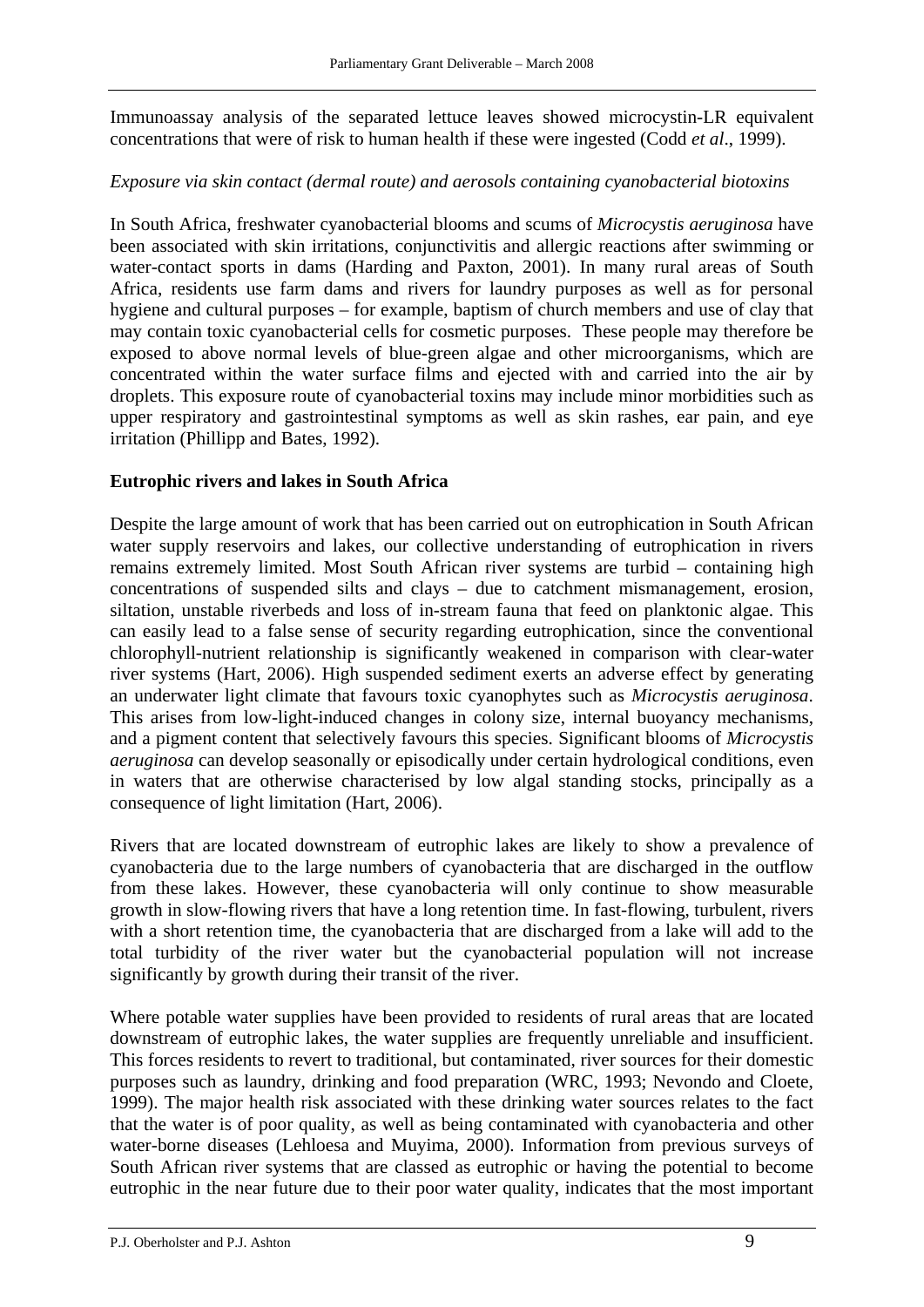Immunoassay analysis of the separated lettuce leaves showed microcystin-LR equivalent concentrations that were of risk to human health if these were ingested (Codd *et al*., 1999).

*Exposure via skin contact (dermal route) and aerosols containing cyanobacterial biotoxins*

In South Africa, freshwater cyanobacterial blooms and scums of *Microcystis aeruginosa* have been associated with skin irritations, conjunctivitis and allergic reactions after swimming or water-contact sports in dams (Harding and Paxton, 2001). In many rural areas of South Africa, residents use farm dams and rivers for laundry purposes as well as for personal hygiene and cultural purposes – for example, baptism of church members and use of clay that may contain toxic cyanobacterial cells for cosmetic purposes. These people may therefore be exposed to above normal levels of blue-green algae and other microorganisms, which are concentrated within the water surface films and ejected with and carried into the air by droplets. This exposure route of cyanobacterial toxins may include minor morbidities such as upper respiratory and gastrointestinal symptoms as well as skin rashes, ear pain, and eye irritation (Phillipp and Bates, 1992).

**Eutrophic rivers and lakes in South Africa**

Despite the large amount of work that has been carried out on eutrophication in South African water supply reservoirs and lakes, our collective understanding of eutrophication in rivers remains extremely limited. Most South African river systems are turbid – containing high concentrations of suspended silts and clays – due to catchment mismanagement, erosion, siltation, unstable riverbeds and loss of in-stream fauna that feed on planktonic algae. This can easily lead to a false sense of security regarding eutrophication, since the conventional chlorophyll-nutrient relationship is significantly weakened in comparison with clear-water river systems (Hart, 2006). High suspended sediment exerts an adverse effect by generating an underwater light climate that favours toxic cyanophytes such as *Microcystis aeruginosa*. This arises from low-light-induced changes in colony size, internal buoyancy mechanisms, and a pigment content that selectively favours this species. Significant blooms of *Microcystis aeruginosa* can develop seasonally or episodically under certain hydrological conditions, even in waters that are otherwise characterised by low algal standing stocks, principally as a consequence of light limitation (Hart, 2006).

Rivers that are located downstream of eutrophic lakes are likely to show a prevalence of cyanobacteria due to the large numbers of cyanobacteria that are discharged in the outflow from these lakes. However, these cyanobacteria will only continue to show measurable growth in slow-flowing rivers that have a long retention time. In fast-flowing, turbulent, rivers with a short retention time, the cyanobacteria that are discharged from a lake will add to the total turbidity of the river water but the cyanobacterial population will not increase significantly by growth during their transit of the river.

Where potable water supplies have been provided to residents of rural areas that are located downstream of eutrophic lakes, the water supplies are frequently unreliable and insufficient. This forces residents to revert to traditional, but contaminated, river sources for their domestic purposes such as laundry, drinking and food preparation (WRC, 1993; Nevondo and Cloete, 1999). The major health risk associated with these drinking water sources relates to the fact that the water is of poor quality, as well as being contaminated with cyanobacteria and other water-borne diseases (Lehloesa and Muyima, 2000). Information from previous surveys of South African river systems that are classed as eutrophic or having the potential to become eutrophic in the near future due to their poor water quality, indicates that the most important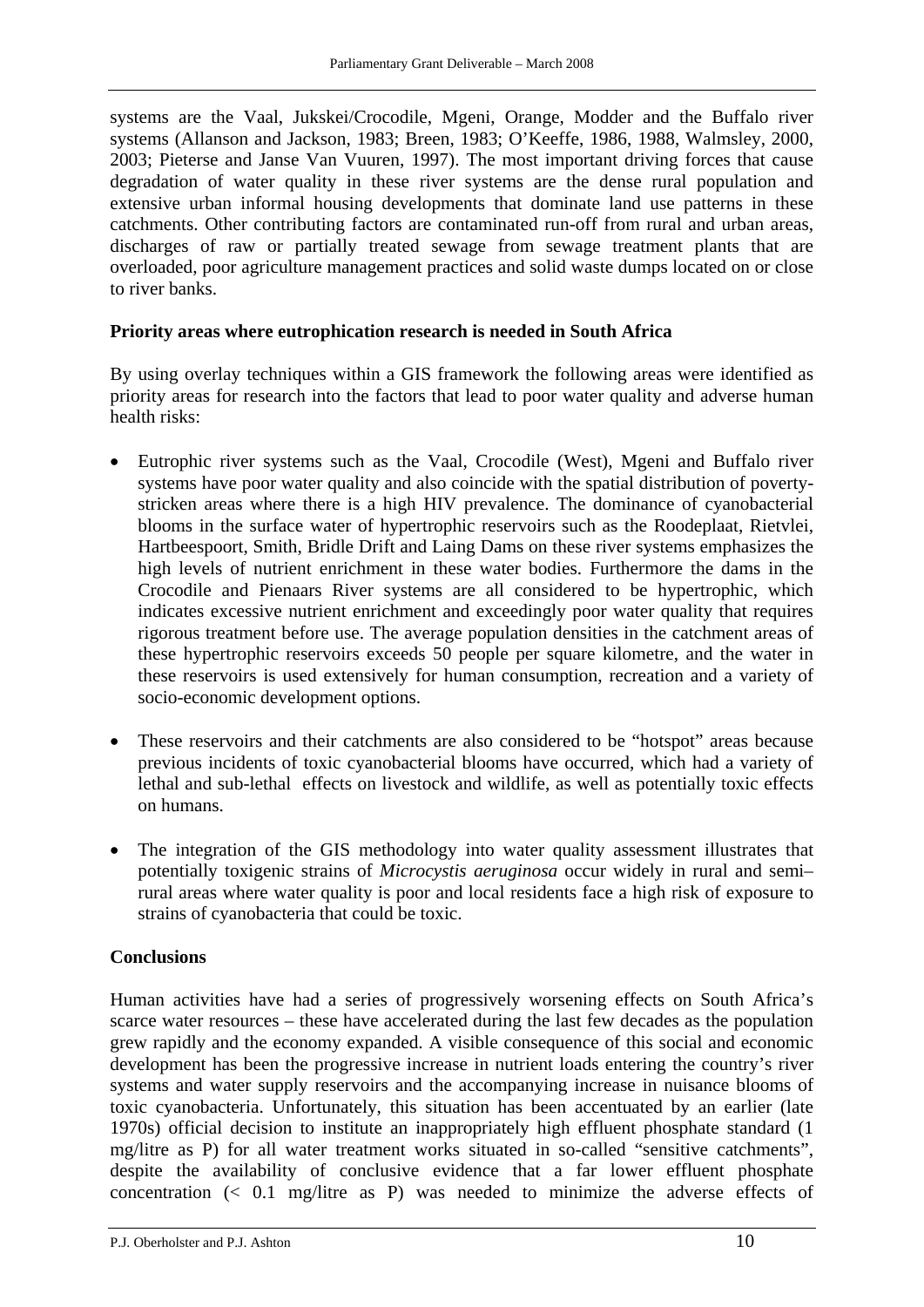systems are the Vaal, Jukskei/Crocodile, Mgeni, Orange, Modder and the Buffalo river systems (Allanson and Jackson, 1983; Breen, 1983; O'Keeffe, 1986, 1988, Walmsley, 2000, 2003; Pieterse and Janse Van Vuuren, 1997). The most important driving forces that cause degradation of water quality in these river systems are the dense rural population and extensive urban informal housing developments that dominate land use patterns in these catchments. Other contributing factors are contaminated run-off from rural and urban areas, discharges of raw or partially treated sewage from sewage treatment plants that are overloaded, poor agriculture management practices and solid waste dumps located on or close to river banks.

**Priority areas where eutrophication research is needed in South Africa**

By using overlay techniques within a GIS framework the following areas were identified as priority areas for research into the factors that lead to poor water quality and adverse human health risks:

- Eutrophic river systems such as the Vaal, Crocodile (West), Mgeni and Buffalo river systems have poor water quality and also coincide with the spatial distribution of poverty-stricken areas where there is a high HIV prevalence. The dominance of cyanobacterial blooms in the surface water of hypertrophic reservoirs such as the Roodeplaat, Rietvlei, Hartbeespoort, Smith, Bridle Drift and Laing Dams on these river systems emphasizes the high levels of nutrient enrichment in these water bodies. Furthermore the dams in the Crocodile and Pienaars River systems are all considered to be hypertrophic, which indicates excessive nutrient enrichment and exceedingly poor water quality that requires rigorous treatment before use. The average population densities in the catchment areas of these hypertrophic reservoirs exceeds 50 people per square kilometre, and the water in these reservoirs is used extensively for human consumption, recreation and a variety of socio-economic development options.

- These reservoirs and their catchments are also considered to be "hotspot" areas because previous incidents of toxic cyanobacterial blooms have occurred, which had a variety of lethal and sub-lethal effects on livestock and wildlife, as well as potentially toxic effects on humans.

- The integration of the GIS methodology into water quality assessment illustrates that potentially toxigenic strains of *Microcystis aeruginosa* occur widely in rural and semi–rural areas where water quality is poor and local residents face a high risk of exposure to strains of cyanobacteria that could be toxic.

**Conclusions**

Human activities have had a series of progressively worsening effects on South Africa's scarce water resources – these have accelerated during the last few decades as the population grew rapidly and the economy expanded. A visible consequence of this social and economic development has been the progressive increase in nutrient loads entering the country's river systems and water supply reservoirs and the accompanying increase in nuisance blooms of toxic cyanobacteria. Unfortunately, this situation has been accentuated by an earlier (late 1970s) official decision to institute an inappropriately high effluent phosphate standard (1 mg/litre as P) for all water treatment works situated in so-called "sensitive catchments", despite the availability of conclusive evidence that a far lower effluent phosphate concentration (< 0.1 mg/litre as P) was needed to minimize the adverse effects of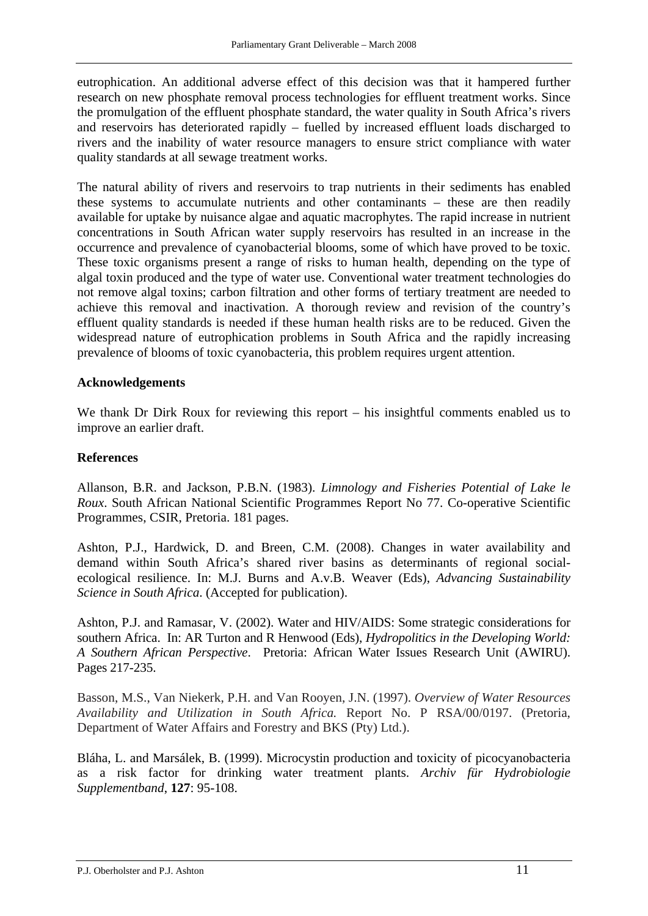eutrophication. An additional adverse effect of this decision was that it hampered further research on new phosphate removal process technologies for effluent treatment works. Since the promulgation of the effluent phosphate standard, the water quality in South Africa's rivers and reservoirs has deteriorated rapidly – fuelled by increased effluent loads discharged to rivers and the inability of water resource managers to ensure strict compliance with water quality standards at all sewage treatment works.

The natural ability of rivers and reservoirs to trap nutrients in their sediments has enabled these systems to accumulate nutrients and other contaminants – these are then readily available for uptake by nuisance algae and aquatic macrophytes. The rapid increase in nutrient concentrations in South African water supply reservoirs has resulted in an increase in the occurrence and prevalence of cyanobacterial blooms, some of which have proved to be toxic. These toxic organisms present a range of risks to human health, depending on the type of algal toxin produced and the type of water use. Conventional water treatment technologies do not remove algal toxins; carbon filtration and other forms of tertiary treatment are needed to achieve this removal and inactivation. A thorough review and revision of the country's effluent quality standards is needed if these human health risks are to be reduced. Given the widespread nature of eutrophication problems in South Africa and the rapidly increasing prevalence of blooms of toxic cyanobacteria, this problem requires urgent attention.

**Acknowledgements**

We thank Dr Dirk Roux for reviewing this report – his insightful comments enabled us to improve an earlier draft.

**References**

Allanson, B.R. and Jackson, P.B.N. (1983). *Limnology and Fisheries Potential of Lake le Roux*. South African National Scientific Programmes Report No 77. Co-operative Scientific Programmes, CSIR, Pretoria. 181 pages.

Ashton, P.J., Hardwick, D. and Breen, C.M. (2008). Changes in water availability and demand within South Africa's shared river basins as determinants of regional social-ecological resilience. In: M.J. Burns and A.v.B. Weaver (Eds), *Advancing Sustainability Science in South Africa*. (Accepted for publication).

Ashton, P.J. and Ramasar, V. (2002). Water and HIV/AIDS: Some strategic considerations for southern Africa. In: AR Turton and R Henwood (Eds), *Hydropolitics in the Developing World: A Southern African Perspective*. Pretoria: African Water Issues Research Unit (AWIRU). Pages 217-235.

Basson, M.S., Van Niekerk, P.H. and Van Rooyen, J.N. (1997). *Overview of Water Resources Availability and Utilization in South Africa.* Report No. P RSA/00/0197. (Pretoria, Department of Water Affairs and Forestry and BKS (Pty) Ltd.).

Bláha, L. and Marsálek, B. (1999). Microcystin production and toxicity of picocyanobacteria as a risk factor for drinking water treatment plants. *Archiv für Hydrobiologie Supplementband*, **127**: 95-108.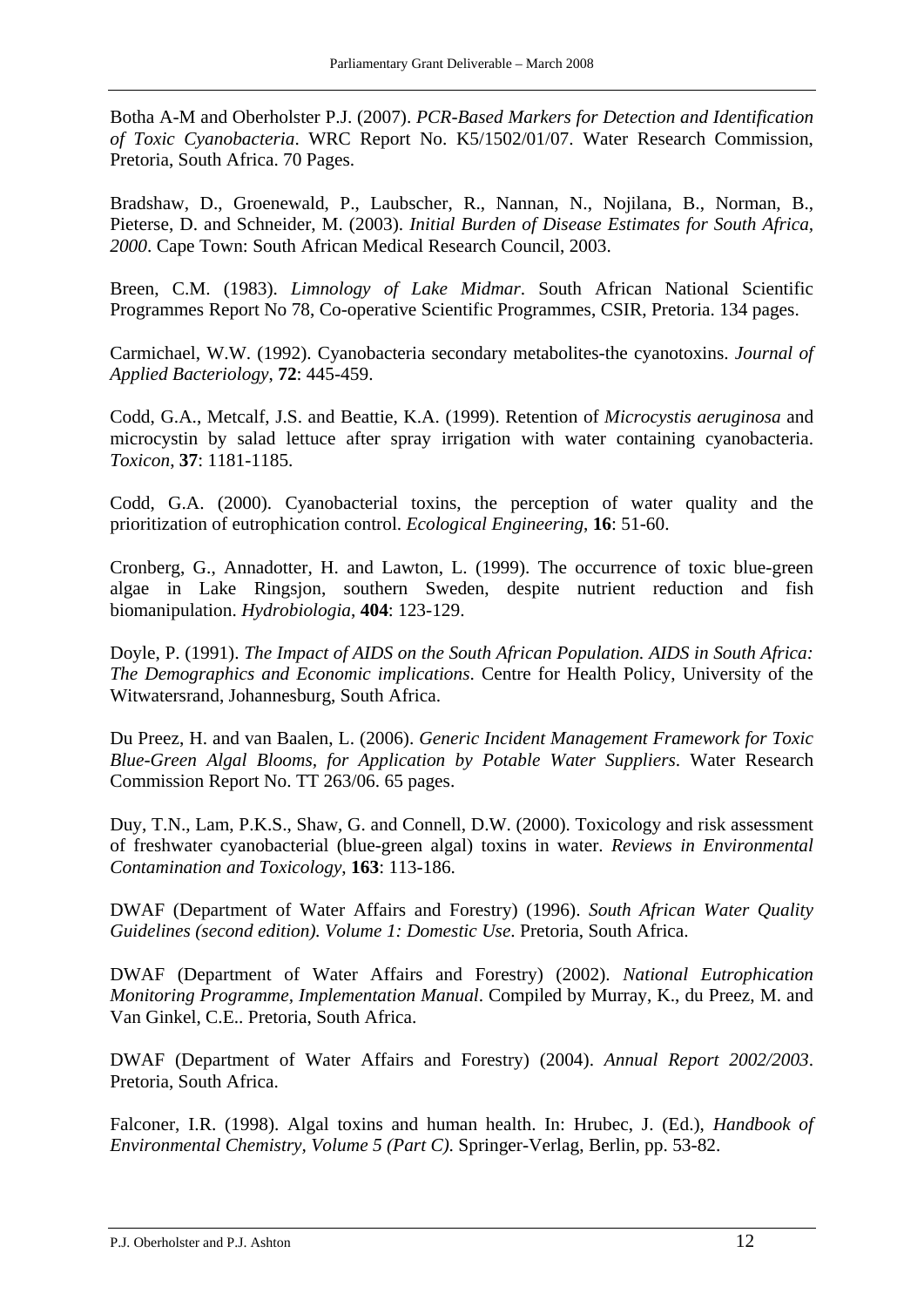Botha A-M and Oberholster P.J. (2007). *PCR-Based Markers for Detection and Identification of Toxic Cyanobacteria*. WRC Report No. K5/1502/01/07. Water Research Commission, Pretoria, South Africa. 70 Pages.

Bradshaw, D., Groenewald, P., Laubscher, R., Nannan, N., Nojilana, B., Norman, B., Pieterse, D. and Schneider, M. (2003). *Initial Burden of Disease Estimates for South Africa, 2000*. Cape Town: South African Medical Research Council, 2003.

Breen, C.M. (1983). *Limnology of Lake Midmar*. South African National Scientific Programmes Report No 78, Co-operative Scientific Programmes, CSIR, Pretoria. 134 pages.

Carmichael, W.W. (1992). Cyanobacteria secondary metabolites-the cyanotoxins. *Journal of Applied Bacteriology*, **72**: 445-459.

Codd, G.A., Metcalf, J.S. and Beattie, K.A. (1999). Retention of *Microcystis aeruginosa* and microcystin by salad lettuce after spray irrigation with water containing cyanobacteria. *Toxicon*, **37**: 1181-1185.

Codd, G.A. (2000). Cyanobacterial toxins, the perception of water quality and the prioritization of eutrophication control. *Ecological Engineering*, **16**: 51-60.

Cronberg, G., Annadotter, H. and Lawton, L. (1999). The occurrence of toxic blue-green algae in Lake Ringsjon, southern Sweden, despite nutrient reduction and fish biomanipulation. *Hydrobiologia*, **404**: 123-129.

Doyle, P. (1991). *The Impact of AIDS on the South African Population. AIDS in South Africa: The Demographics and Economic implications*. Centre for Health Policy, University of the Witwatersrand, Johannesburg, South Africa.

Du Preez, H. and van Baalen, L. (2006). *Generic Incident Management Framework for Toxic Blue-Green Algal Blooms, for Application by Potable Water Suppliers*. Water Research Commission Report No. TT 263/06. 65 pages.

Duy, T.N., Lam, P.K.S., Shaw, G. and Connell, D.W. (2000). Toxicology and risk assessment of freshwater cyanobacterial (blue-green algal) toxins in water. *Reviews in Environmental Contamination and Toxicology*, **163**: 113-186.

DWAF (Department of Water Affairs and Forestry) (1996). *South African Water Quality Guidelines (second edition). Volume 1: Domestic Use*. Pretoria, South Africa.

DWAF (Department of Water Affairs and Forestry) (2002). *National Eutrophication Monitoring Programme, Implementation Manual*. Compiled by Murray, K., du Preez, M. and Van Ginkel, C.E.. Pretoria, South Africa.

DWAF (Department of Water Affairs and Forestry) (2004). *Annual Report 2002/2003*. Pretoria, South Africa.

Falconer, I.R. (1998). Algal toxins and human health. In: Hrubec, J. (Ed.), *Handbook of Environmental Chemistry, Volume 5 (Part C)*. Springer-Verlag, Berlin, pp. 53-82.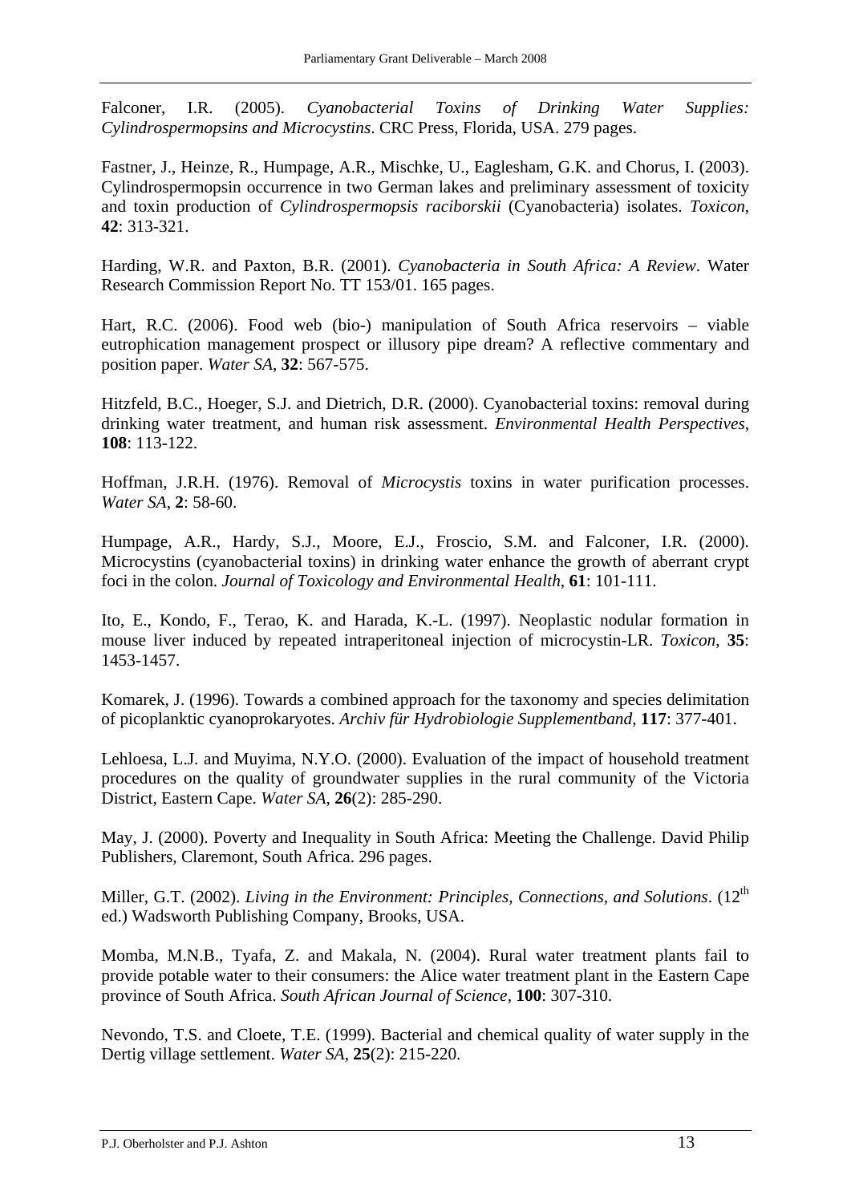Falconer, I.R. (2005). *Cyanobacterial Toxins of Drinking Water Supplies: Cylindrospermopsins and Microcystins*. CRC Press, Florida, USA. 279 pages.

Fastner, J., Heinze, R., Humpage, A.R., Mischke, U., Eaglesham, G.K. and Chorus, I. (2003). Cylindrospermopsin occurrence in two German lakes and preliminary assessment of toxicity and toxin production of *Cylindrospermopsis raciborskii* (Cyanobacteria) isolates. *Toxicon*, **42**: 313-321.

Harding, W.R. and Paxton, B.R. (2001). *Cyanobacteria in South Africa: A Review*. Water Research Commission Report No. TT 153/01. 165 pages.

Hart, R.C. (2006). Food web (bio-) manipulation of South Africa reservoirs – viable eutrophication management prospect or illusory pipe dream? A reflective commentary and position paper. *Water SA*, **32**: 567-575.

Hitzfeld, B.C., Hoeger, S.J. and Dietrich, D.R. (2000). Cyanobacterial toxins: removal during drinking water treatment, and human risk assessment. *Environmental Health Perspectives*, **108**: 113-122.

Hoffman, J.R.H. (1976). Removal of *Microcystis* toxins in water purification processes. *Water SA*, **2**: 58-60.

Humpage, A.R., Hardy, S.J., Moore, E.J., Froscio, S.M. and Falconer, I.R. (2000). Microcystins (cyanobacterial toxins) in drinking water enhance the growth of aberrant crypt foci in the colon. *Journal of Toxicology and Environmental Health*, **61**: 101-111.

Ito, E., Kondo, F., Terao, K. and Harada, K.-L. (1997). Neoplastic nodular formation in mouse liver induced by repeated intraperitoneal injection of microcystin-LR. *Toxicon*, **35**: 1453-1457.

Komarek, J. (1996). Towards a combined approach for the taxonomy and species delimitation of picoplanktic cyanoprokaryotes. *Archiv für Hydrobiologie Supplementband*, **117**: 377-401.

Lehloesa, L.J. and Muyima, N.Y.O. (2000). Evaluation of the impact of household treatment procedures on the quality of groundwater supplies in the rural community of the Victoria District, Eastern Cape. *Water SA*, **26**(2): 285-290.

May, J. (2000). Poverty and Inequality in South Africa: Meeting the Challenge. David Philip Publishers, Claremont, South Africa. 296 pages.

Miller, G.T. (2002). *Living in the Environment: Principles, Connections, and Solutions*. (12th ed.) Wadsworth Publishing Company, Brooks, USA.

Momba, M.N.B., Tyafa, Z. and Makala, N. (2004). Rural water treatment plants fail to provide potable water to their consumers: the Alice water treatment plant in the Eastern Cape province of South Africa. *South African Journal of Science*, **100**: 307-310.

Nevondo, T.S. and Cloete, T.E. (1999). Bacterial and chemical quality of water supply in the Dertig village settlement. *Water SA*, **25**(2): 215-220.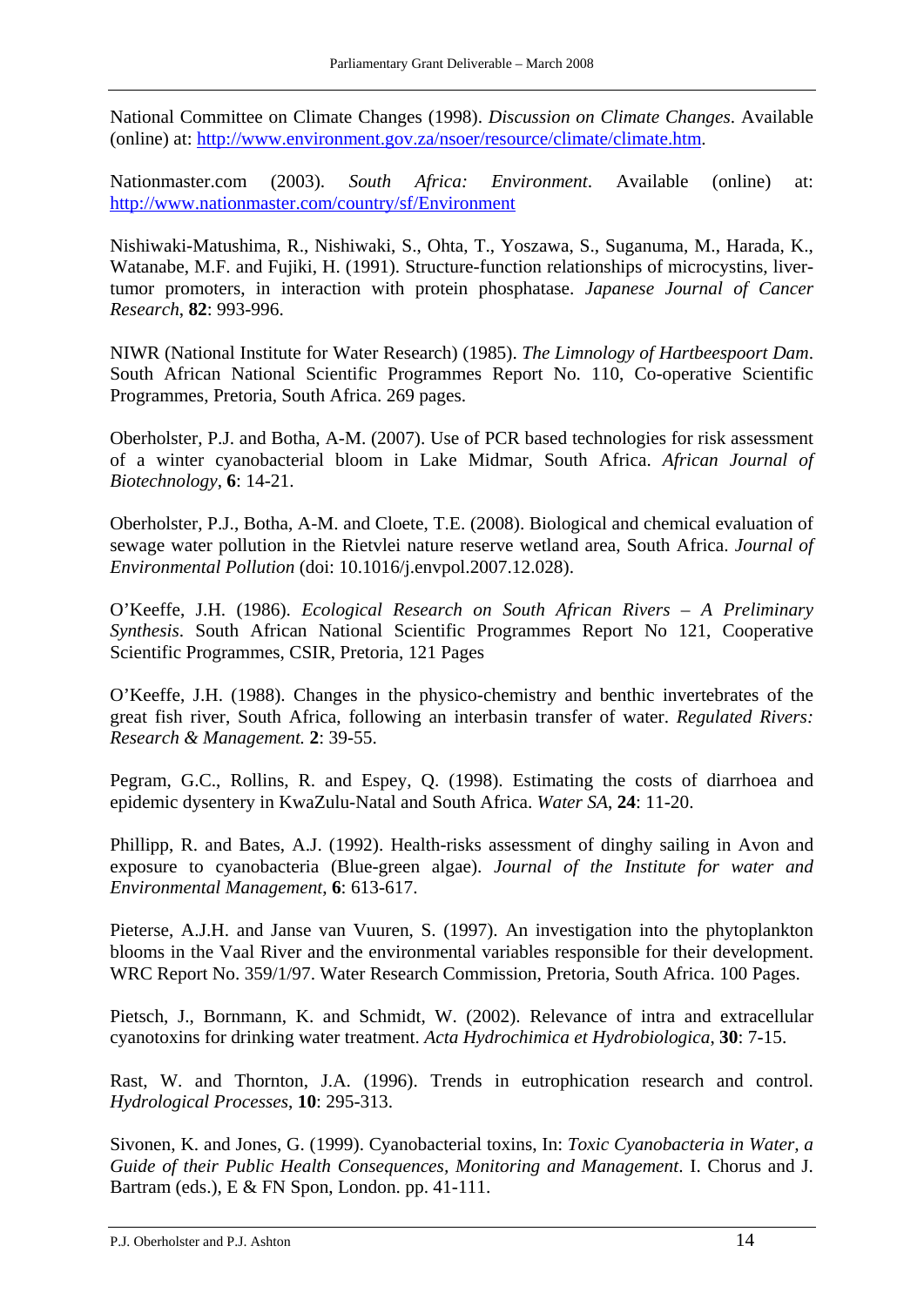National Committee on Climate Changes (1998). *Discussion on Climate Changes*. Available (online) at: http://www.environment.gov.za/nsoer/resource/climate/climate.htm.

Nationmaster.com (2003). *South Africa: Environment*. Available (online) at: http://www.nationmaster.com/country/sf/Environment

Nishiwaki-Matushima, R., Nishiwaki, S., Ohta, T., Yoszawa, S., Suganuma, M., Harada, K., Watanabe, M.F. and Fujiki, H. (1991). Structure-function relationships of microcystins, liver-tumor promoters, in interaction with protein phosphatase. *Japanese Journal of Cancer Research*, **82**: 993-996.

NIWR (National Institute for Water Research) (1985). *The Limnology of Hartbeespoort Dam*. South African National Scientific Programmes Report No. 110, Co-operative Scientific Programmes, Pretoria, South Africa. 269 pages.

Oberholster, P.J. and Botha, A-M. (2007). Use of PCR based technologies for risk assessment of a winter cyanobacterial bloom in Lake Midmar, South Africa. *African Journal of Biotechnology*, **6**: 14-21.

Oberholster, P.J., Botha, A-M. and Cloete, T.E. (2008). Biological and chemical evaluation of sewage water pollution in the Rietvlei nature reserve wetland area, South Africa. *Journal of Environmental Pollution* (doi: 10.1016/j.envpol.2007.12.028).

O'Keeffe, J.H. (1986). *Ecological Research on South African Rivers – A Preliminary Synthesis*. South African National Scientific Programmes Report No 121, Cooperative Scientific Programmes, CSIR, Pretoria, 121 Pages

O'Keeffe, J.H. (1988). Changes in the physico-chemistry and benthic invertebrates of the great fish river, South Africa, following an interbasin transfer of water. *Regulated Rivers: Research & Management.* **2**: 39-55.

Pegram, G.C., Rollins, R. and Espey, Q. (1998). Estimating the costs of diarrhoea and epidemic dysentery in KwaZulu-Natal and South Africa. *Water SA*, **24**: 11-20.

Phillipp, R. and Bates, A.J. (1992). Health-risks assessment of dinghy sailing in Avon and exposure to cyanobacteria (Blue-green algae). *Journal of the Institute for water and Environmental Management*, **6**: 613-617.

Pieterse, A.J.H. and Janse van Vuuren, S. (1997). An investigation into the phytoplankton blooms in the Vaal River and the environmental variables responsible for their development. WRC Report No. 359/1/97. Water Research Commission, Pretoria, South Africa. 100 Pages.

Pietsch, J., Bornmann, K. and Schmidt, W. (2002). Relevance of intra and extracellular cyanotoxins for drinking water treatment. *Acta Hydrochimica et Hydrobiologica*, **30**: 7-15.

Rast, W. and Thornton, J.A. (1996). Trends in eutrophication research and control. *Hydrological Processes*, **10**: 295-313.

Sivonen, K. and Jones, G. (1999). Cyanobacterial toxins, In: *Toxic Cyanobacteria in Water, a Guide of their Public Health Consequences, Monitoring and Management*. I. Chorus and J. Bartram (eds.), E & FN Spon, London. pp. 41-111.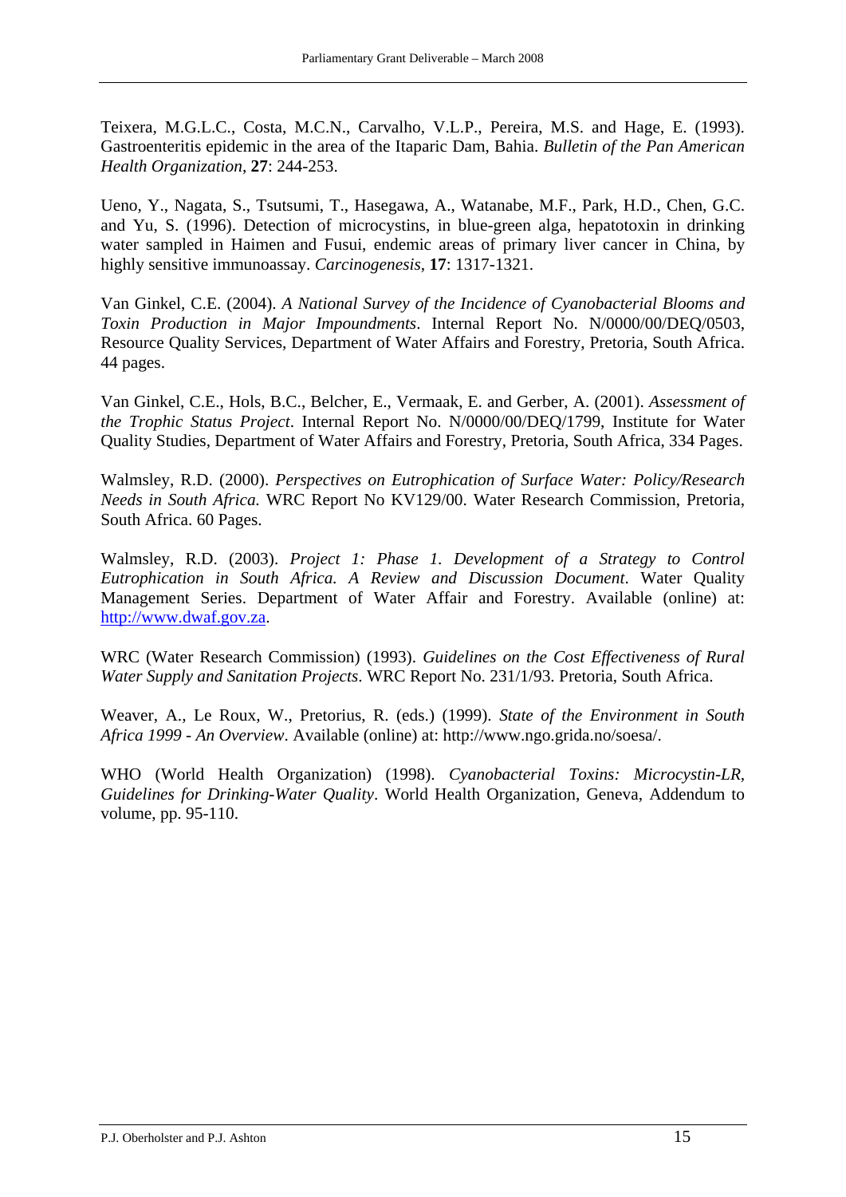Teixera, M.G.L.C., Costa, M.C.N., Carvalho, V.L.P., Pereira, M.S. and Hage, E. (1993). Gastroenteritis epidemic in the area of the Itaparic Dam, Bahia. *Bulletin of the Pan American Health Organization*, **27**: 244-253.

Ueno, Y., Nagata, S., Tsutsumi, T., Hasegawa, A., Watanabe, M.F., Park, H.D., Chen, G.C. and Yu, S. (1996). Detection of microcystins, in blue-green alga, hepatotoxin in drinking water sampled in Haimen and Fusui, endemic areas of primary liver cancer in China, by highly sensitive immunoassay. *Carcinogenesis*, **17**: 1317-1321.

Van Ginkel, C.E. (2004). *A National Survey of the Incidence of Cyanobacterial Blooms and Toxin Production in Major Impoundments*. Internal Report No. N/0000/00/DEQ/0503, Resource Quality Services, Department of Water Affairs and Forestry, Pretoria, South Africa. 44 pages.

Van Ginkel, C.E., Hols, B.C., Belcher, E., Vermaak, E. and Gerber, A. (2001). *Assessment of the Trophic Status Project*. Internal Report No. N/0000/00/DEQ/1799, Institute for Water Quality Studies, Department of Water Affairs and Forestry, Pretoria, South Africa, 334 Pages.

Walmsley, R.D. (2000). *Perspectives on Eutrophication of Surface Water: Policy/Research Needs in South Africa.* WRC Report No KV129/00. Water Research Commission, Pretoria, South Africa. 60 Pages.

Walmsley, R.D. (2003). *Project 1: Phase 1. Development of a Strategy to Control Eutrophication in South Africa. A Review and Discussion Document*. Water Quality Management Series. Department of Water Affair and Forestry. Available (online) at: http://www.dwaf.gov.za.

WRC (Water Research Commission) (1993). *Guidelines on the Cost Effectiveness of Rural Water Supply and Sanitation Projects*. WRC Report No. 231/1/93. Pretoria, South Africa.

Weaver, A., Le Roux, W., Pretorius, R. (eds.) (1999). *State of the Environment in South Africa 1999 - An Overview*. Available (online) at: http://www.ngo.grida.no/soesa/.

WHO (World Health Organization) (1998). *Cyanobacterial Toxins: Microcystin-LR, Guidelines for Drinking-Water Quality*. World Health Organization, Geneva, Addendum to volume, pp. 95-110.